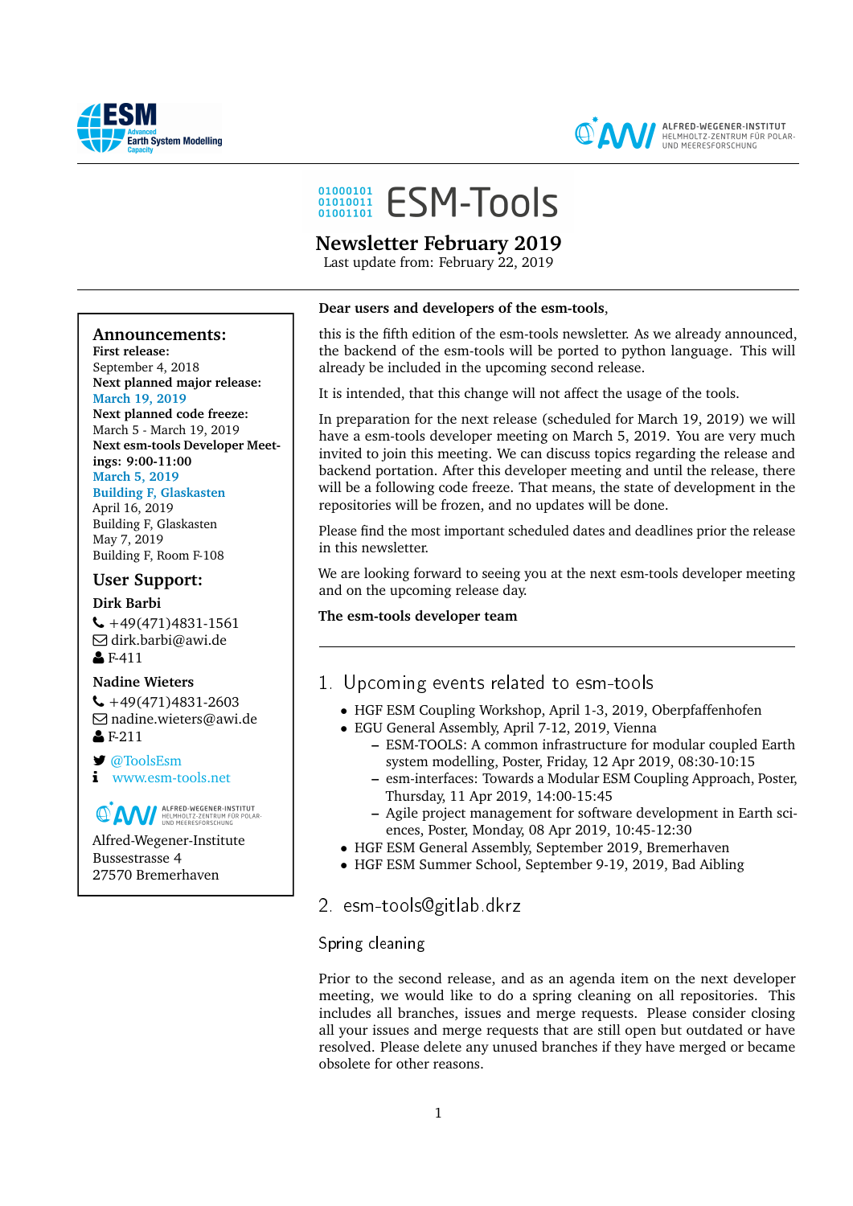01000101
01010011
01001101

# ESM-Tools

## Newsletter February 2019

Last update from: February 22, 2019

**Announcements:**

**First release:**
September 4, 2018
**Next planned major release:**
March 19, 2019
**Next planned code freeze:**
March 5 - March 19, 2019
**Next esm-tools Developer Meetings: 9:00-11:00**
**March 5, 2019**
**Building F, Glaskasten**
April 16, 2019
Building F, Glaskasten
May 7, 2019
Building F, Room F-108

**User Support:**

**Dirk Barbi**
+49(471)4831-1561
dirk.barbi@awi.de
F-411

**Nadine Wieters**
+49(471)4831-2603
nadine.wieters@awi.de
F-211

@ToolsEsm
www.esm-tools.net

Alfred-Wegener-Institute
Bussestrasse 4
27570 Bremerhaven

**Dear users and developers of the esm-tools**,

this is the fifth edition of the esm-tools newsletter. As we already announced, the backend of the esm-tools will be ported to python language. This will already be included in the upcoming second release.

It is intended, that this change will not affect the usage of the tools.

In preparation for the next release (scheduled for March 19, 2019) we will have a esm-tools developer meeting on March 5, 2019. You are very much invited to join this meeting. We can discuss topics regarding the release and backend portation. After this developer meeting and until the release, there will be a following code freeze. That means, the state of development in the repositories will be frozen, and no updates will be done.

Please find the most important scheduled dates and deadlines prior the release in this newsletter.

We are looking forward to seeing you at the next esm-tools developer meeting and on the upcoming release day.

**The esm-tools developer team**

---

## 1. Upcoming events related to esm-tools

- HGF ESM Coupling Workshop, April 1-3, 2019, Oberpfaffenhofen
- EGU General Assembly, April 7-12, 2019, Vienna
  - ESM-TOOLS: A common infrastructure for modular coupled Earth system modelling, Poster, Friday, 12 Apr 2019, 08:30-10:15
  - esm-interfaces: Towards a Modular ESM Coupling Approach, Poster, Thursday, 11 Apr 2019, 14:00-15:45
  - Agile project management for software development in Earth sciences, Poster, Monday, 08 Apr 2019, 10:45-12:30
- HGF ESM General Assembly, September 2019, Bremerhaven
- HGF ESM Summer School, September 9-19, 2019, Bad Aibling

## 2. esm-tools@gitlab.dkrz

### Spring cleaning

Prior to the second release, and as an agenda item on the next developer meeting, we would like to do a spring cleaning on all repositories. This includes all branches, issues and merge requests. Please consider closing all your issues and merge requests that are still open but outdated or have resolved. Please delete any unused branches if they have merged or became obsolete for other reasons.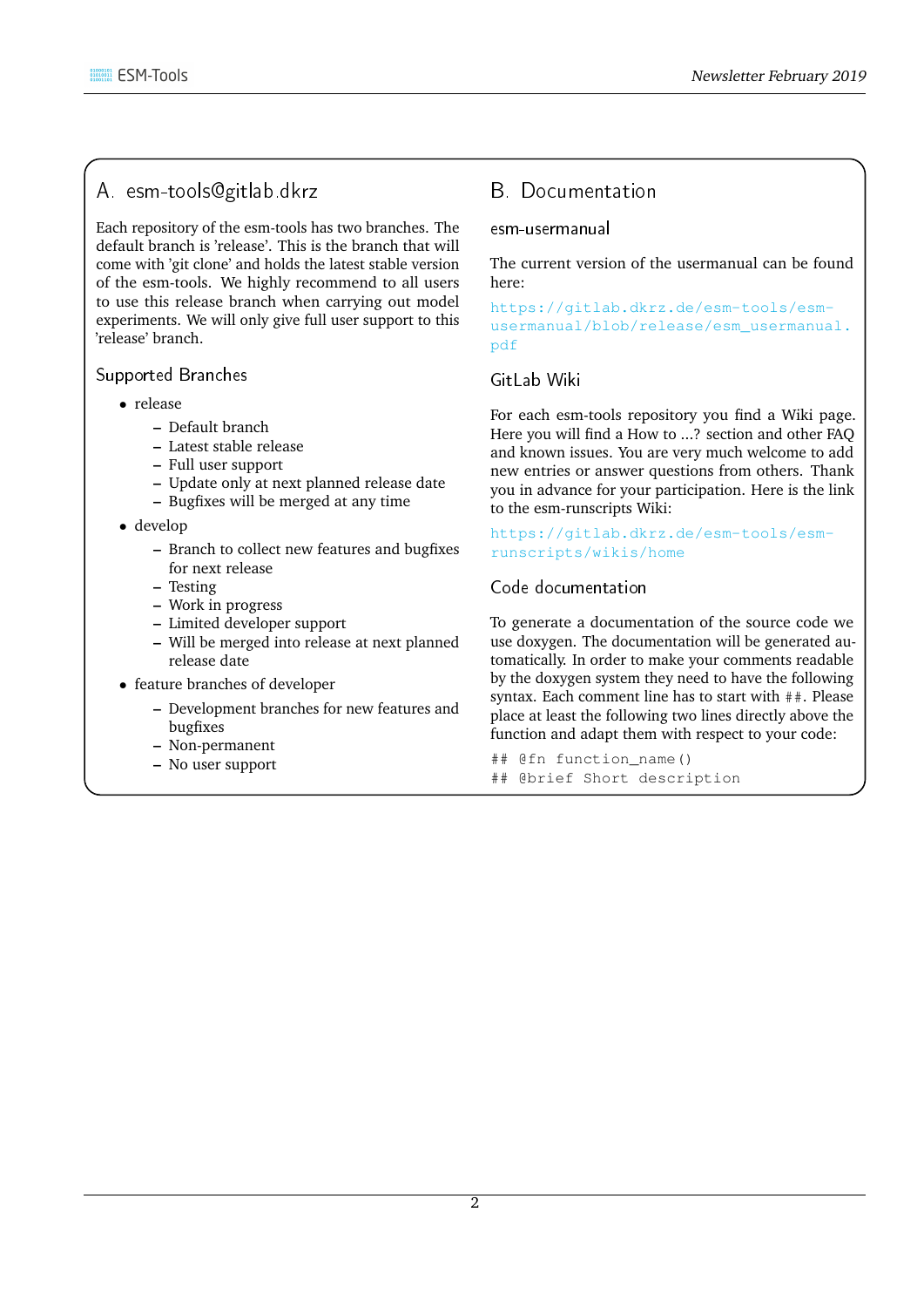## A. esm-tools@gitlab.dkrz

Each repository of the esm-tools has two branches. The default branch is 'release'. This is the branch that will come with 'git clone' and holds the latest stable version of the esm-tools. We highly recommend to all users to use this release branch when carrying out model experiments. We will only give full user support to this 'release' branch.

### Supported Branches

- release
  - Default branch
  - Latest stable release
  - Full user support
  - Update only at next planned release date
  - Bugfixes will be merged at any time
- develop
  - Branch to collect new features and bugfixes for next release
  - Testing
  - Work in progress
  - Limited developer support
  - Will be merged into release at next planned release date
- feature branches of developer
  - Development branches for new features and bugfixes
  - Non-permanent
  - No user support

## B. Documentation

### esm-usermanual

The current version of the usermanual can be found here:

https://gitlab.dkrz.de/esm-tools/esm-usermanual/blob/release/esm_usermanual.pdf

### GitLab Wiki

For each esm-tools repository you find a Wiki page. Here you will find a How to ...? section and other FAQ and known issues. You are very much welcome to add new entries or answer questions from others. Thank you in advance for your participation. Here is the link to the esm-runscripts Wiki:

https://gitlab.dkrz.de/esm-tools/esm-runscripts/wikis/home

### Code documentation

To generate a documentation of the source code we use doxygen. The documentation will be generated automatically. In order to make your comments readable by the doxygen system they need to have the following syntax. Each comment line has to start with `##`. Please place at least the following two lines directly above the function and adapt them with respect to your code:

```
## @fn function_name()
## @brief Short description
```